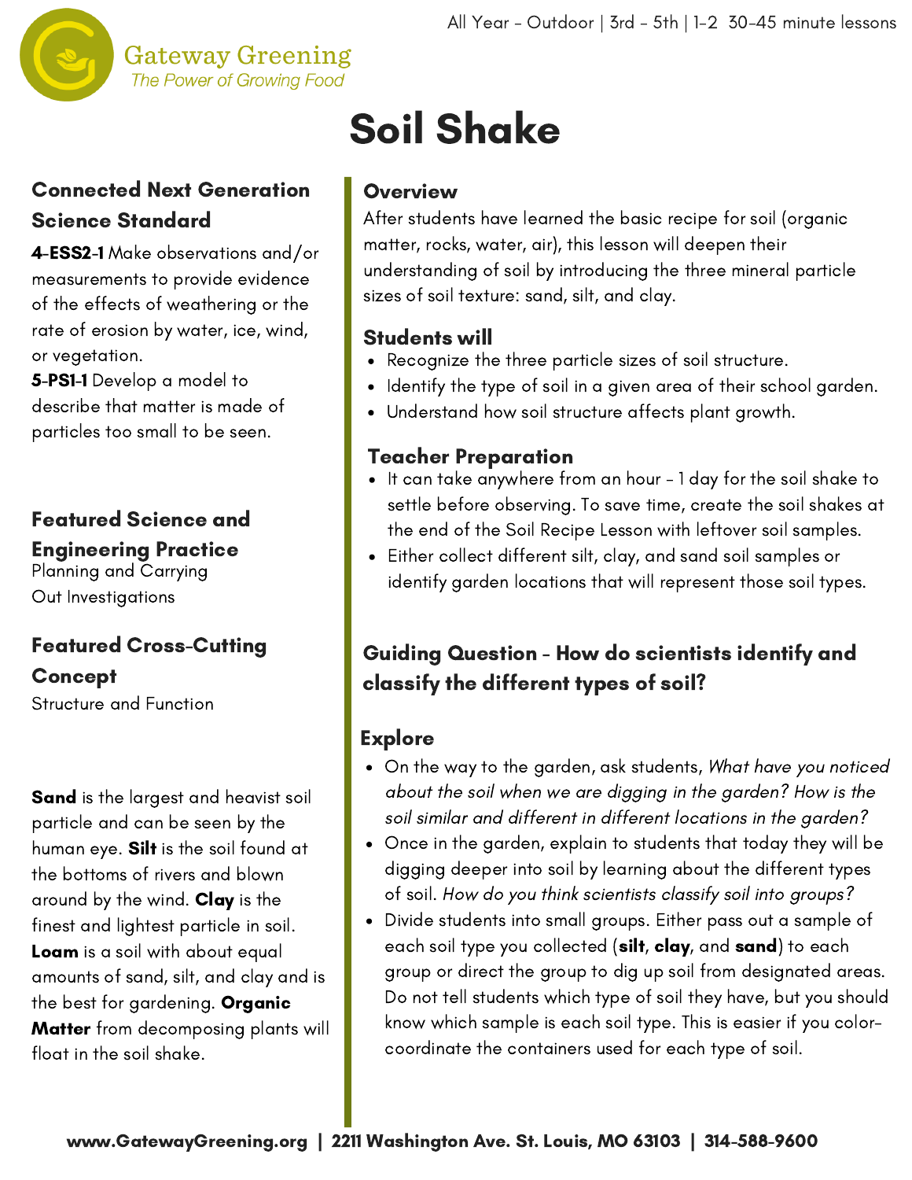Gateway Greening
*The Power of Growing Food*

All Year - Outdoor | 3rd - 5th | 1-2 30-45 minute lessons

# Soil Shake

## Connected Next Generation Science Standard

**4-ESS2-1** Make observations and/or measurements to provide evidence of the effects of weathering or the rate of erosion by water, ice, wind, or vegetation.

**5-PS1-1** Develop a model to describe that matter is made of particles too small to be seen.

## Featured Science and Engineering Practice

Planning and Carrying Out Investigations

## Featured Cross-Cutting Concept

Structure and Function

**Sand** is the largest and heavist soil particle and can be seen by the human eye. **Silt** is the soil found at the bottoms of rivers and blown around by the wind. **Clay** is the finest and lightest particle in soil. **Loam** is a soil with about equal amounts of sand, silt, and clay and is the best for gardening. **Organic Matter** from decomposing plants will float in the soil shake.

## Overview

After students have learned the basic recipe for soil (organic matter, rocks, water, air), this lesson will deepen their understanding of soil by introducing the three mineral particle sizes of soil texture: sand, silt, and clay.

## Students will

- Recognize the three particle sizes of soil structure.
- Identify the type of soil in a given area of their school garden.
- Understand how soil structure affects plant growth.

## Teacher Preparation

- It can take anywhere from an hour - 1 day for the soil shake to settle before observing. To save time, create the soil shakes at the end of the Soil Recipe Lesson with leftover soil samples.
- Either collect different silt, clay, and sand soil samples or identify garden locations that will represent those soil types.

## Guiding Question - How do scientists identify and classify the different types of soil?

## Explore

- On the way to the garden, ask students, *What have you noticed about the soil when we are digging in the garden? How is the soil similar and different in different locations in the garden?*
- Once in the garden, explain to students that today they will be digging deeper into soil by learning about the different types of soil. *How do you think scientists classify soil into groups?*
- Divide students into small groups. Either pass out a sample of each soil type you collected (**silt**, **clay**, and **sand**) to each group or direct the group to dig up soil from designated areas. Do not tell students which type of soil they have, but you should know which sample is each soil type. This is easier if you color-coordinate the containers used for each type of soil.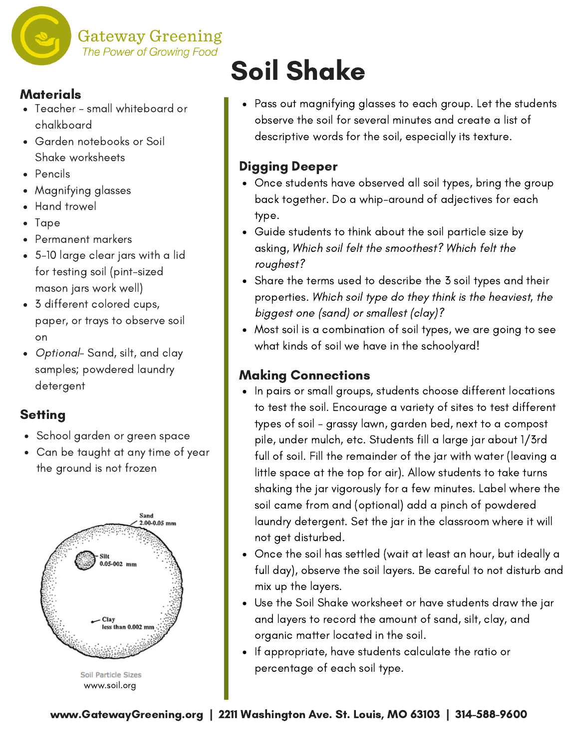# Soil Shake

## Materials

- Teacher - small whiteboard or chalkboard
- Garden notebooks or Soil Shake worksheets
- Pencils
- Magnifying glasses
- Hand trowel
- Tape
- Permanent markers
- 5-10 large clear jars with a lid for testing soil (pint-sized mason jars work well)
- 3 different colored cups, paper, or trays to observe soil on
- *Optional*- Sand, silt, and clay samples; powdered laundry detergent

## Setting

- School garden or green space
- Can be taught at any time of year the ground is not frozen

Sand 2.00-0.05 mm

Silt 0.05-002 mm

Clay less than 0.002 mm

Soil Particle Sizes
www.soil.org

- Pass out magnifying glasses to each group. Let the students observe the soil for several minutes and create a list of descriptive words for the soil, especially its texture.

## Digging Deeper

- Once students have observed all soil types, bring the group back together. Do a whip-around of adjectives for each type.
- Guide students to think about the soil particle size by asking, *Which soil felt the smoothest? Which felt the roughest?*
- Share the terms used to describe the 3 soil types and their properties. *Which soil type do they think is the heaviest, the biggest one (sand) or smallest (clay)?*
- Most soil is a combination of soil types, we are going to see what kinds of soil we have in the schoolyard!

## Making Connections

- In pairs or small groups, students choose different locations to test the soil. Encourage a variety of sites to test different types of soil - grassy lawn, garden bed, next to a compost pile, under mulch, etc. Students fill a large jar about 1/3rd full of soil. Fill the remainder of the jar with water (leaving a little space at the top for air). Allow students to take turns shaking the jar vigorously for a few minutes. Label where the soil came from and (optional) add a pinch of powdered laundry detergent. Set the jar in the classroom where it will not get disturbed.
- Once the soil has settled (wait at least an hour, but ideally a full day), observe the soil layers. Be careful to not disturb and mix up the layers.
- Use the Soil Shake worksheet or have students draw the jar and layers to record the amount of sand, silt, clay, and organic matter located in the soil.
- If appropriate, have students calculate the ratio or percentage of each soil type.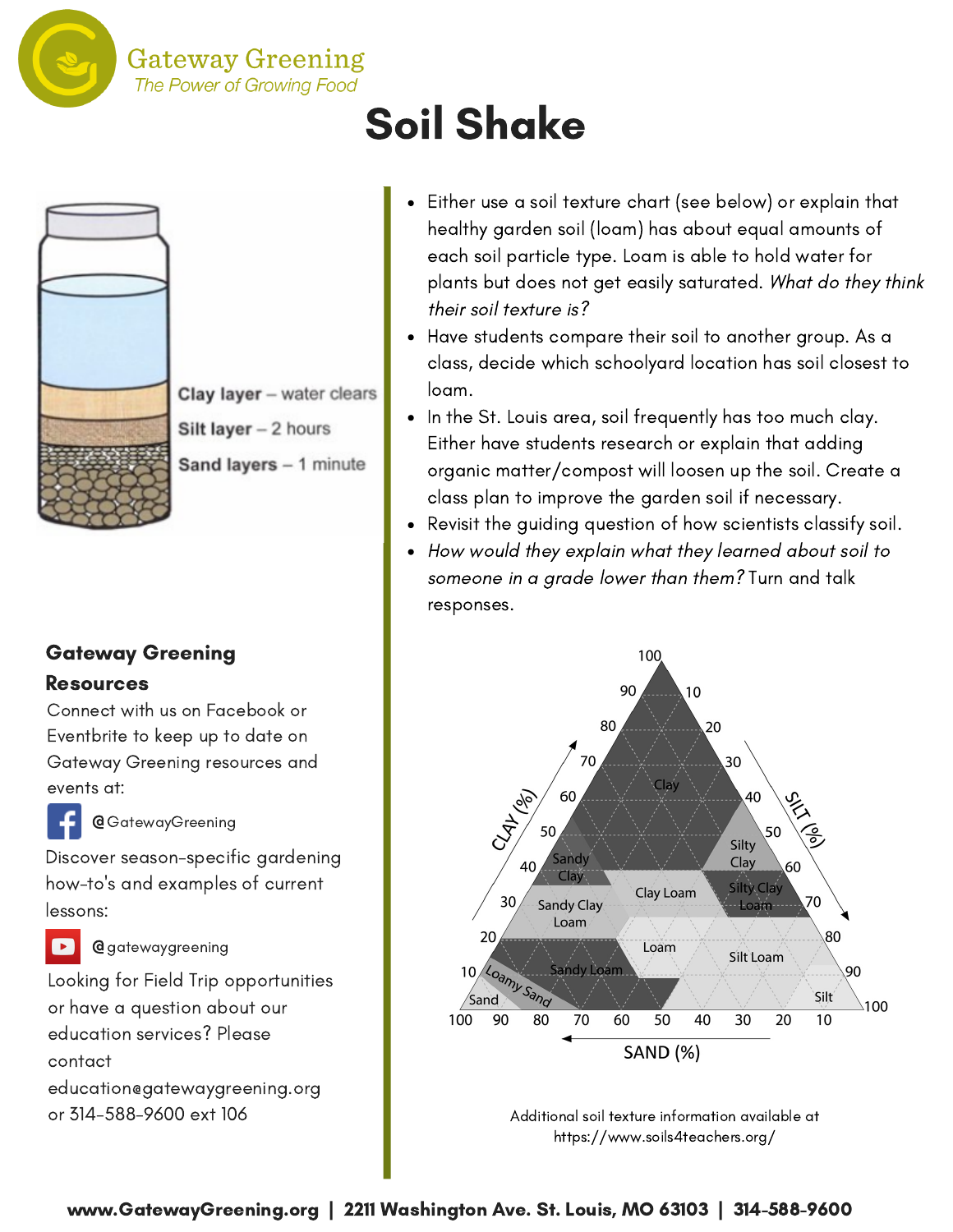# Soil Shake

Clay layer – water clears

Silt layer – 2 hours

Sand layers – 1 minute

- Either use a soil texture chart (see below) or explain that healthy garden soil (loam) has about equal amounts of each soil particle type. Loam is able to hold water for plants but does not get easily saturated. *What do they think their soil texture is?*
- Have students compare their soil to another group. As a class, decide which schoolyard location has soil closest to loam.
- In the St. Louis area, soil frequently has too much clay. Either have students research or explain that adding organic matter/compost will loosen up the soil. Create a class plan to improve the garden soil if necessary.
- Revisit the guiding question of how scientists classify soil.
- *How would they explain what they learned about soil to someone in a grade lower than them?* Turn and talk responses.

CLAY (%)

SILT (%)

SAND (%)

100 90 80 70 60 50 40 30 20 10

Clay

Sandy Clay

Silty Clay

Clay Loam

Silty Clay Loam

Sandy Clay Loam

Loam

Silt Loam

Sandy Loam

Loamy Sand

Sand

Silt

Additional soil texture information available at https://www.soils4teachers.org/

## Gateway Greening Resources

Connect with us on Facebook or Eventbrite to keep up to date on Gateway Greening resources and events at:

@GatewayGreening

Discover season-specific gardening how-to's and examples of current lessons:

@gatewaygreening

Looking for Field Trip opportunities or have a question about our education services? Please contact education@gatewaygreening.org or 314-588-9600 ext 106

www.GatewayGreening.org | 2211 Washington Ave. St. Louis, MO 63103 | 314-588-9600